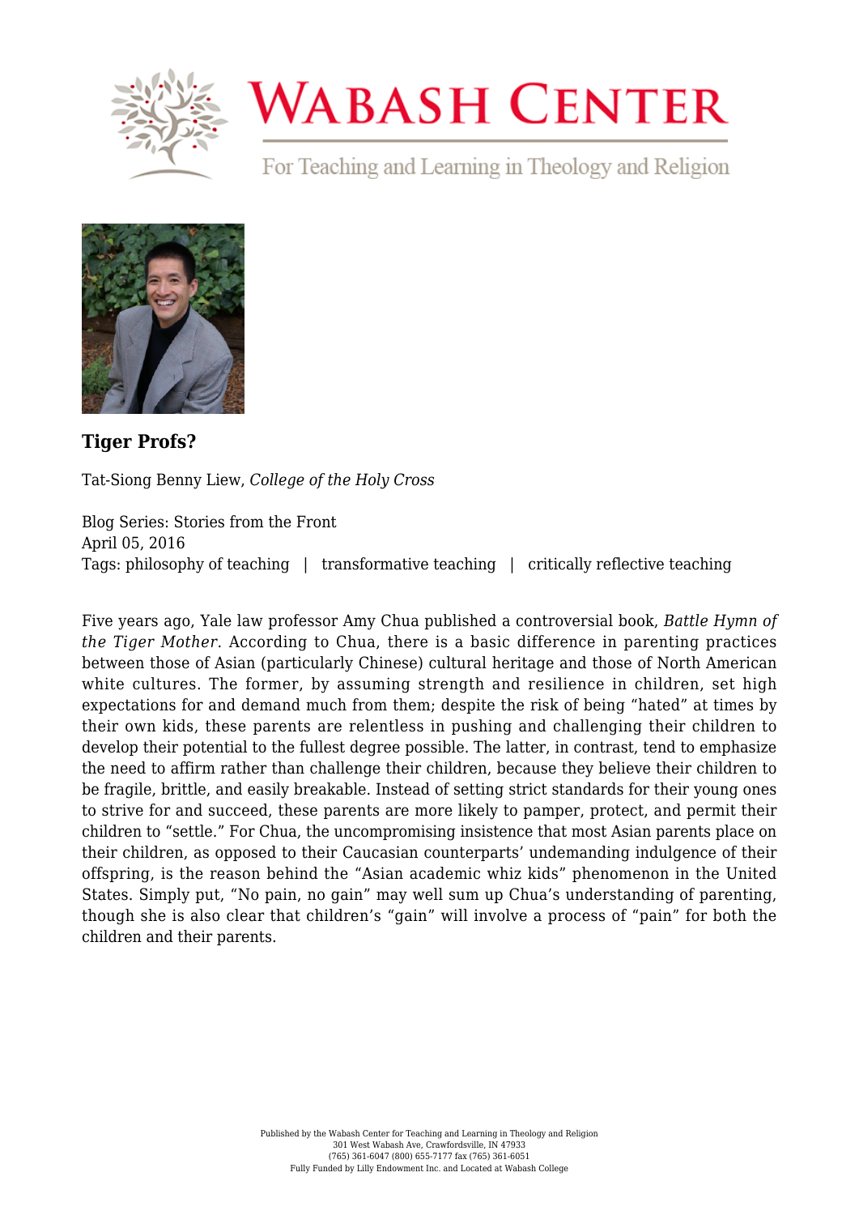# Wabash Center

For Teaching and Learning in Theology and Religion

### Tiger Profs?

Tat-Siong Benny Liew, *College of the Holy Cross*

Blog Series: Stories from the Front
April 05, 2016
Tags: philosophy of teaching | transformative teaching | critically reflective teaching

Five years ago, Yale law professor Amy Chua published a controversial book, *Battle Hymn of the Tiger Mother*. According to Chua, there is a basic difference in parenting practices between those of Asian (particularly Chinese) cultural heritage and those of North American white cultures. The former, by assuming strength and resilience in children, set high expectations for and demand much from them; despite the risk of being "hated" at times by their own kids, these parents are relentless in pushing and challenging their children to develop their potential to the fullest degree possible. The latter, in contrast, tend to emphasize the need to affirm rather than challenge their children, because they believe their children to be fragile, brittle, and easily breakable. Instead of setting strict standards for their young ones to strive for and succeed, these parents are more likely to pamper, protect, and permit their children to "settle." For Chua, the uncompromising insistence that most Asian parents place on their children, as opposed to their Caucasian counterparts' undemanding indulgence of their offspring, is the reason behind the "Asian academic whiz kids" phenomenon in the United States. Simply put, "No pain, no gain" may well sum up Chua's understanding of parenting, though she is also clear that children's "gain" will involve a process of "pain" for both the children and their parents.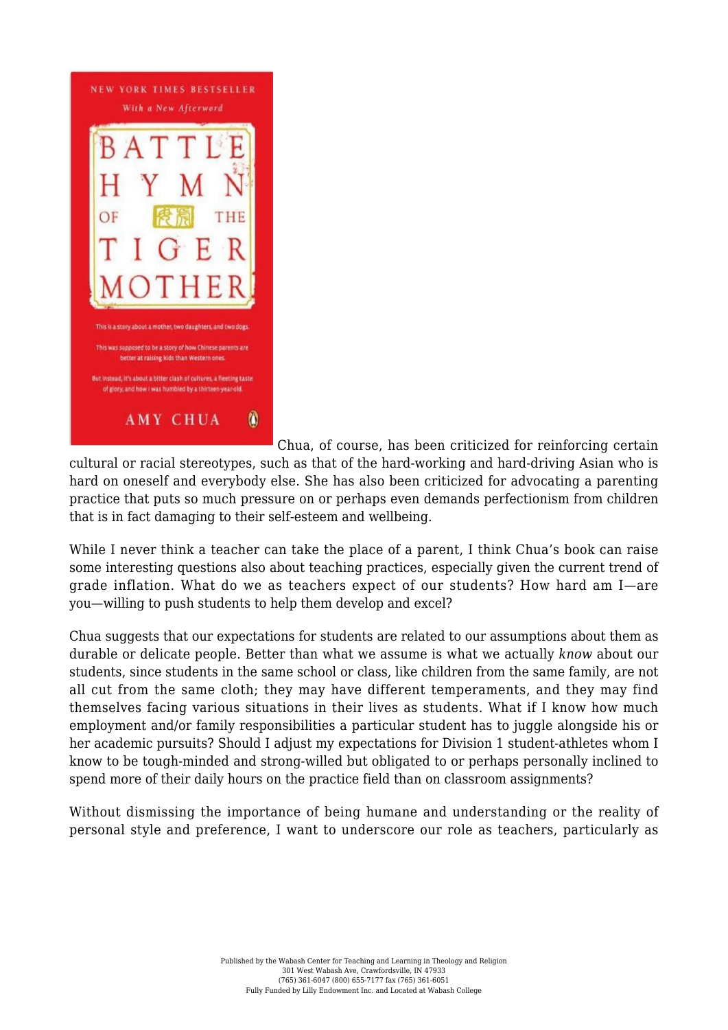Chua, of course, has been criticized for reinforcing certain cultural or racial stereotypes, such as that of the hard-working and hard-driving Asian who is hard on oneself and everybody else. She has also been criticized for advocating a parenting practice that puts so much pressure on or perhaps even demands perfectionism from children that is in fact damaging to their self-esteem and wellbeing.

While I never think a teacher can take the place of a parent, I think Chua's book can raise some interesting questions also about teaching practices, especially given the current trend of grade inflation. What do we as teachers expect of our students? How hard am I—are you—willing to push students to help them develop and excel?

Chua suggests that our expectations for students are related to our assumptions about them as durable or delicate people. Better than what we assume is what we actually *know* about our students, since students in the same school or class, like children from the same family, are not all cut from the same cloth; they may have different temperaments, and they may find themselves facing various situations in their lives as students. What if I know how much employment and/or family responsibilities a particular student has to juggle alongside his or her academic pursuits? Should I adjust my expectations for Division 1 student-athletes whom I know to be tough-minded and strong-willed but obligated to or perhaps personally inclined to spend more of their daily hours on the practice field than on classroom assignments?

Without dismissing the importance of being humane and understanding or the reality of personal style and preference, I want to underscore our role as teachers, particularly as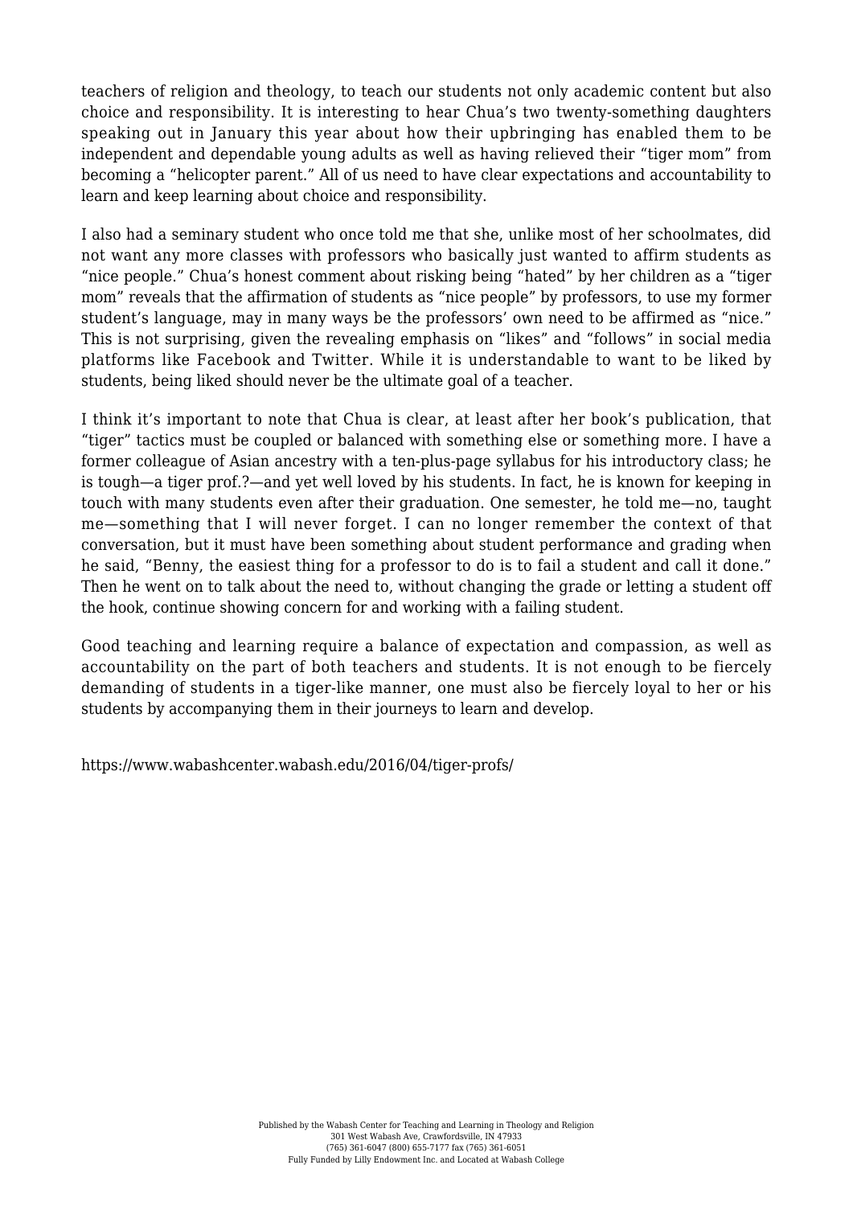teachers of religion and theology, to teach our students not only academic content but also choice and responsibility. It is interesting to hear Chua's two twenty-something daughters speaking out in January this year about how their upbringing has enabled them to be independent and dependable young adults as well as having relieved their "tiger mom" from becoming a "helicopter parent." All of us need to have clear expectations and accountability to learn and keep learning about choice and responsibility.

I also had a seminary student who once told me that she, unlike most of her schoolmates, did not want any more classes with professors who basically just wanted to affirm students as "nice people." Chua's honest comment about risking being "hated" by her children as a "tiger mom" reveals that the affirmation of students as "nice people" by professors, to use my former student's language, may in many ways be the professors' own need to be affirmed as "nice." This is not surprising, given the revealing emphasis on "likes" and "follows" in social media platforms like Facebook and Twitter. While it is understandable to want to be liked by students, being liked should never be the ultimate goal of a teacher.

I think it's important to note that Chua is clear, at least after her book's publication, that "tiger" tactics must be coupled or balanced with something else or something more. I have a former colleague of Asian ancestry with a ten-plus-page syllabus for his introductory class; he is tough—a tiger prof.?—and yet well loved by his students. In fact, he is known for keeping in touch with many students even after their graduation. One semester, he told me—no, taught me—something that I will never forget. I can no longer remember the context of that conversation, but it must have been something about student performance and grading when he said, "Benny, the easiest thing for a professor to do is to fail a student and call it done." Then he went on to talk about the need to, without changing the grade or letting a student off the hook, continue showing concern for and working with a failing student.

Good teaching and learning require a balance of expectation and compassion, as well as accountability on the part of both teachers and students. It is not enough to be fiercely demanding of students in a tiger-like manner, one must also be fiercely loyal to her or his students by accompanying them in their journeys to learn and develop.

https://www.wabashcenter.wabash.edu/2016/04/tiger-profs/